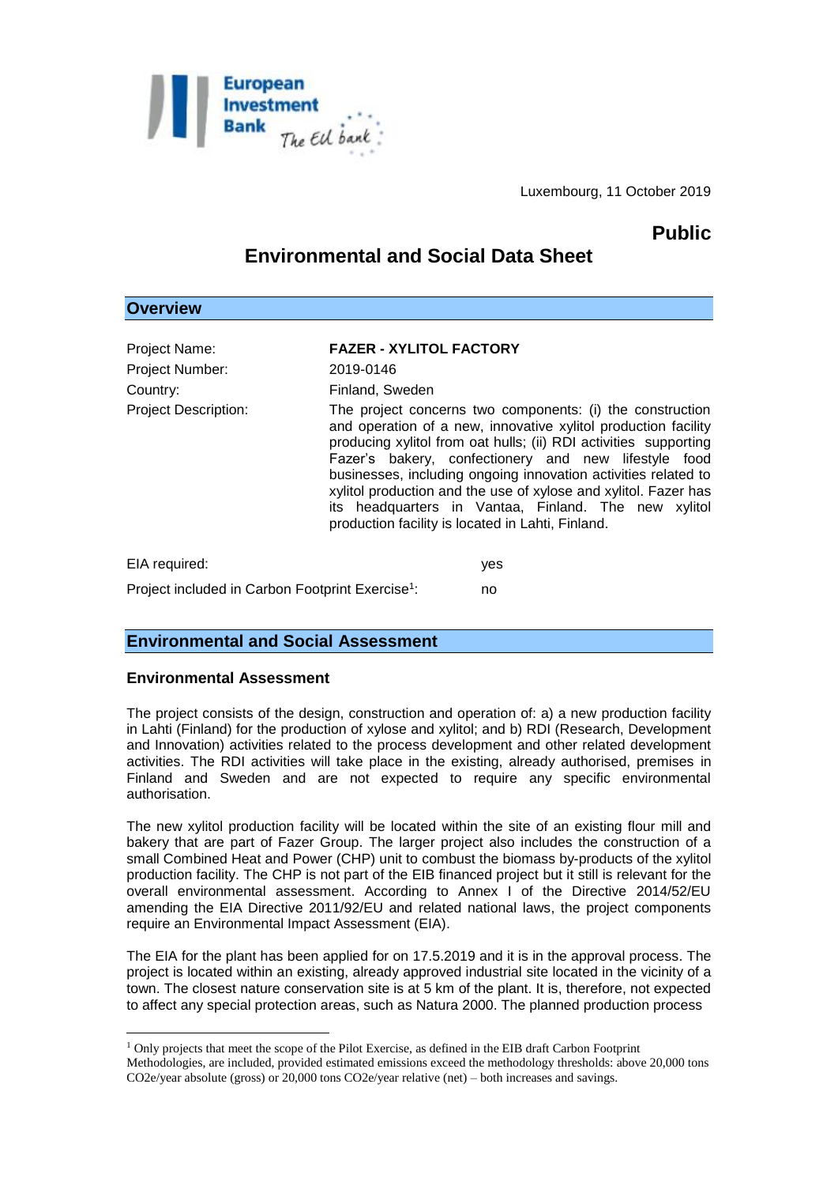Luxembourg, 11 October 2019

**Public**

# Environmental and Social Data Sheet

## Overview

| | |
|---|---|
| Project Name: | **FAZER - XYLITOL FACTORY** |
| Project Number: | 2019-0146 |
| Country: | Finland, Sweden |
| Project Description: | The project concerns two components: (i) the construction and operation of a new, innovative xylitol production facility producing xylitol from oat hulls; (ii) RDI activities supporting Fazer's bakery, confectionery and new lifestyle food businesses, including ongoing innovation activities related to xylitol production and the use of xylose and xylitol. Fazer has its headquarters in Vantaa, Finland. The new xylitol production facility is located in Lahti, Finland. |

| | |
|---|---|
| EIA required: | yes |
| Project included in Carbon Footprint Exercise[1]: | no |

## Environmental and Social Assessment

### Environmental Assessment

The project consists of the design, construction and operation of: a) a new production facility in Lahti (Finland) for the production of xylose and xylitol; and b) RDI (Research, Development and Innovation) activities related to the process development and other related development activities. The RDI activities will take place in the existing, already authorised, premises in Finland and Sweden and are not expected to require any specific environmental authorisation.

The new xylitol production facility will be located within the site of an existing flour mill and bakery that are part of Fazer Group. The larger project also includes the construction of a small Combined Heat and Power (CHP) unit to combust the biomass by-products of the xylitol production facility. The CHP is not part of the EIB financed project but it still is relevant for the overall environmental assessment. According to Annex I of the Directive 2014/52/EU amending the EIA Directive 2011/92/EU and related national laws, the project components require an Environmental Impact Assessment (EIA).

The EIA for the plant has been applied for on 17.5.2019 and it is in the approval process. The project is located within an existing, already approved industrial site located in the vicinity of a town. The closest nature conservation site is at 5 km of the plant. It is, therefore, not expected to affect any special protection areas, such as Natura 2000. The planned production process

[1] Only projects that meet the scope of the Pilot Exercise, as defined in the EIB draft Carbon Footprint Methodologies, are included, provided estimated emissions exceed the methodology thresholds: above 20,000 tons $CO_2e$/year absolute (gross) or 20,000 tons $CO_2e$/year relative (net) – both increases and savings.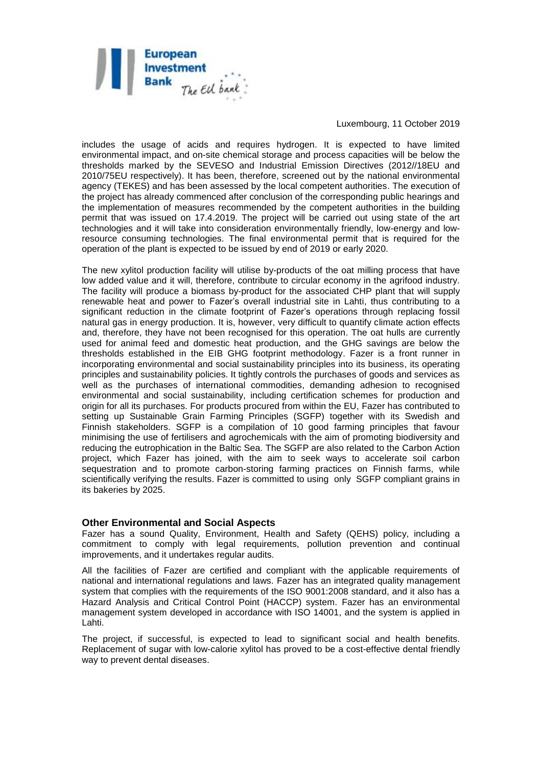Luxembourg, 11 October 2019

includes the usage of acids and requires hydrogen. It is expected to have limited environmental impact, and on-site chemical storage and process capacities will be below the thresholds marked by the SEVESO and Industrial Emission Directives (2012//18EU and 2010/75EU respectively). It has been, therefore, screened out by the national environmental agency (TEKES) and has been assessed by the local competent authorities. The execution of the project has already commenced after conclusion of the corresponding public hearings and the implementation of measures recommended by the competent authorities in the building permit that was issued on 17.4.2019. The project will be carried out using state of the art technologies and it will take into consideration environmentally friendly, low-energy and low-resource consuming technologies. The final environmental permit that is required for the operation of the plant is expected to be issued by end of 2019 or early 2020.

The new xylitol production facility will utilise by-products of the oat milling process that have low added value and it will, therefore, contribute to circular economy in the agrifood industry. The facility will produce a biomass by-product for the associated CHP plant that will supply renewable heat and power to Fazer's overall industrial site in Lahti, thus contributing to a significant reduction in the climate footprint of Fazer's operations through replacing fossil natural gas in energy production. It is, however, very difficult to quantify climate action effects and, therefore, they have not been recognised for this operation. The oat hulls are currently used for animal feed and domestic heat production, and the GHG savings are below the thresholds established in the EIB GHG footprint methodology. Fazer is a front runner in incorporating environmental and social sustainability principles into its business, its operating principles and sustainability policies. It tightly controls the purchases of goods and services as well as the purchases of international commodities, demanding adhesion to recognised environmental and social sustainability, including certification schemes for production and origin for all its purchases. For products procured from within the EU, Fazer has contributed to setting up Sustainable Grain Farming Principles (SGFP) together with its Swedish and Finnish stakeholders. SGFP is a compilation of 10 good farming principles that favour minimising the use of fertilisers and agrochemicals with the aim of promoting biodiversity and reducing the eutrophication in the Baltic Sea. The SGFP are also related to the Carbon Action project, which Fazer has joined, with the aim to seek ways to accelerate soil carbon sequestration and to promote carbon-storing farming practices on Finnish farms, while scientifically verifying the results. Fazer is committed to using only SGFP compliant grains in its bakeries by 2025.

## Other Environmental and Social Aspects

Fazer has a sound Quality, Environment, Health and Safety (QEHS) policy, including a commitment to comply with legal requirements, pollution prevention and continual improvements, and it undertakes regular audits.

All the facilities of Fazer are certified and compliant with the applicable requirements of national and international regulations and laws. Fazer has an integrated quality management system that complies with the requirements of the ISO 9001:2008 standard, and it also has a Hazard Analysis and Critical Control Point (HACCP) system. Fazer has an environmental management system developed in accordance with ISO 14001, and the system is applied in Lahti.

The project, if successful, is expected to lead to significant social and health benefits. Replacement of sugar with low-calorie xylitol has proved to be a cost-effective dental friendly way to prevent dental diseases.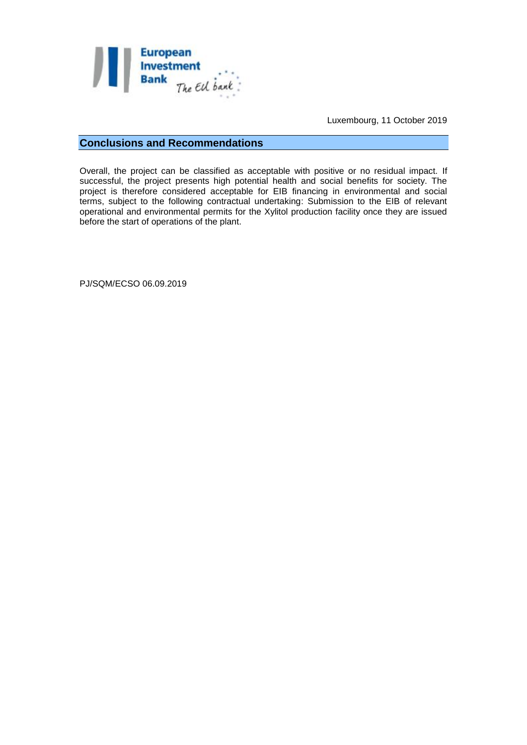Luxembourg, 11 October 2019

## Conclusions and Recommendations

Overall, the project can be classified as acceptable with positive or no residual impact. If successful, the project presents high potential health and social benefits for society. The project is therefore considered acceptable for EIB financing in environmental and social terms, subject to the following contractual undertaking: Submission to the EIB of relevant operational and environmental permits for the Xylitol production facility once they are issued before the start of operations of the plant.

PJ/SQM/ECSO 06.09.2019